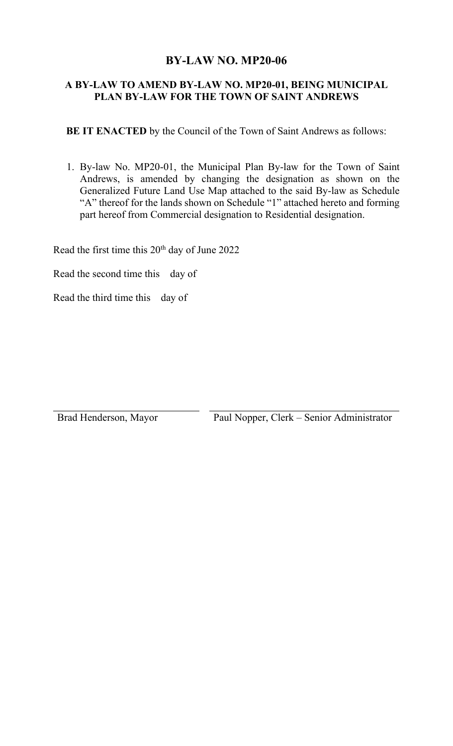# BY-LAW NO. MP20-06

## A BY-LAW TO AMEND BY-LAW NO. MP20-01, BEING MUNICIPAL PLAN BY-LAW FOR THE TOWN OF SAINT ANDREWS

**BE IT ENACTED** by the Council of the Town of Saint Andrews as follows:

1. By-law No. MP20-01, the Municipal Plan By-law for the Town of Saint Andrews, is amended by changing the designation as shown on the Generalized Future Land Use Map attached to the said By-law as Schedule "A" thereof for the lands shown on Schedule "1" attached hereto and forming part hereof from Commercial designation to Residential designation.

Read the first time this 20th day of June 2022

Read the second time this day of

Read the third time this day of

| Brad Henderson, Mayor | Paul Nopper, Clerk – Senior Administrator |
|---|---|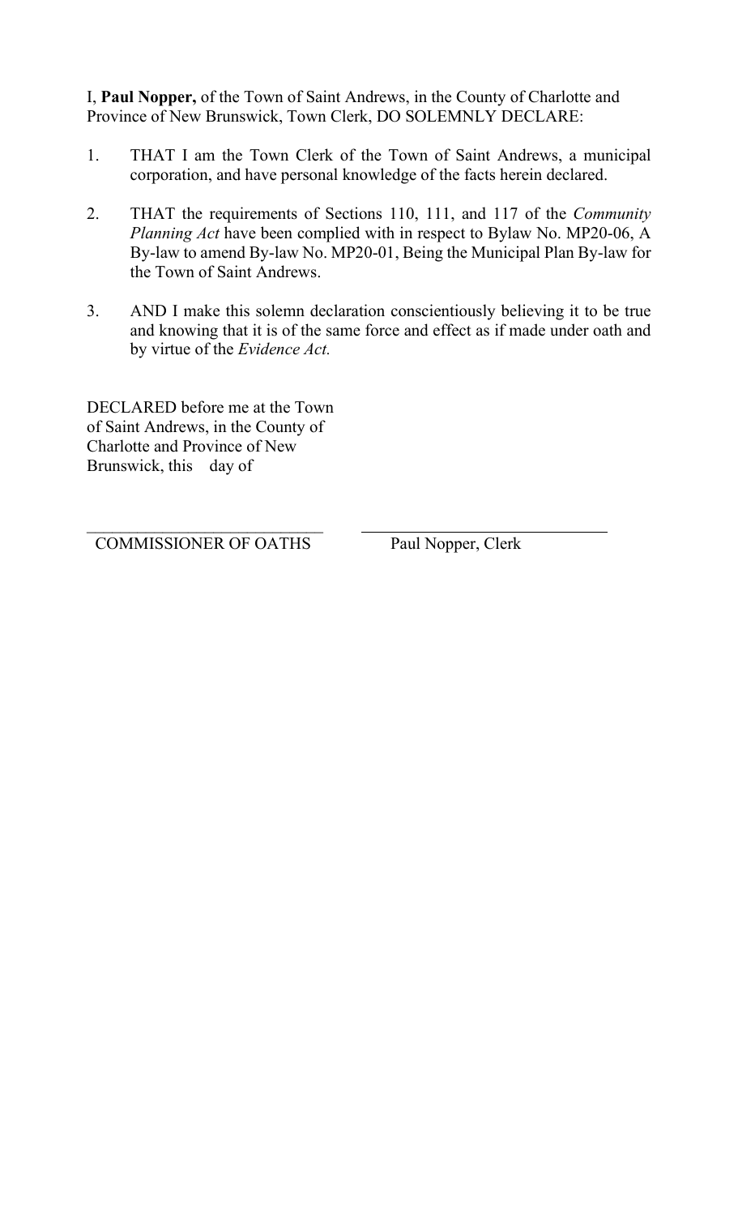I, **Paul Nopper,** of the Town of Saint Andrews, in the County of Charlotte and Province of New Brunswick, Town Clerk, DO SOLEMNLY DECLARE:

1. THAT I am the Town Clerk of the Town of Saint Andrews, a municipal corporation, and have personal knowledge of the facts herein declared.

2. THAT the requirements of Sections 110, 111, and 117 of the *Community Planning Act* have been complied with in respect to Bylaw No. MP20-06, A By-law to amend By-law No. MP20-01, Being the Municipal Plan By-law for the Town of Saint Andrews.

3. AND I make this solemn declaration conscientiously believing it to be true and knowing that it is of the same force and effect as if made under oath and by virtue of the *Evidence Act.*

DECLARED before me at the Town of Saint Andrews, in the County of Charlotte and Province of New Brunswick, this day of

\_\_\_\_\_\_\_\_\_\_\_\_\_\_\_\_\_\_\_\_\_\_\_\_\_\_\_\_ COMMISSIONER OF OATHS

\_\_\_\_\_\_\_\_\_\_\_\_\_\_\_\_\_\_\_\_\_\_\_\_\_\_\_\_ Paul Nopper, Clerk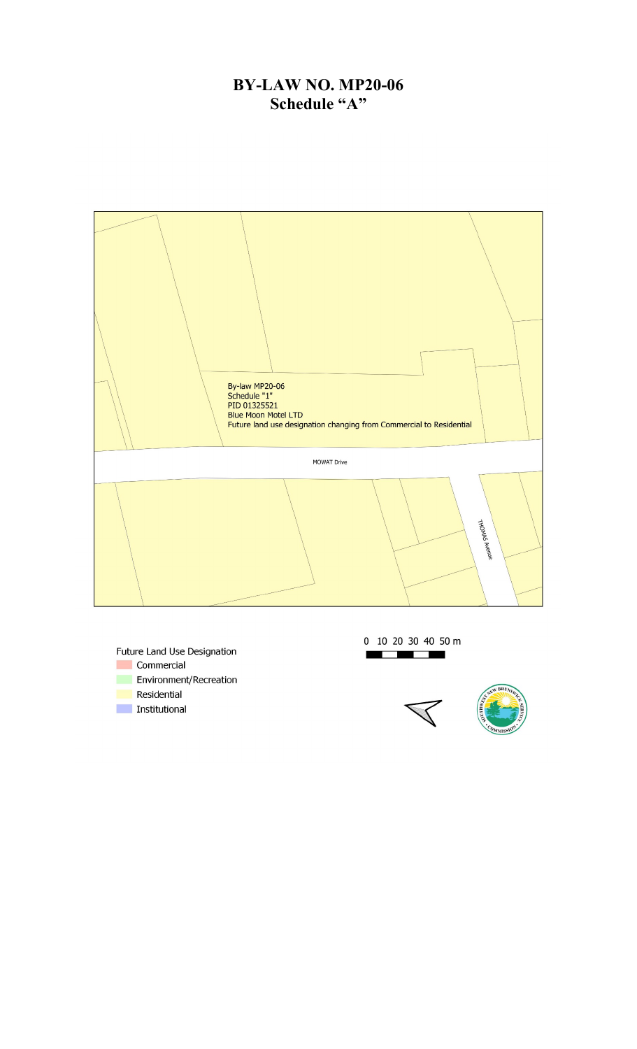# BY-LAW NO. MP20-06
## Schedule "A"

By-law MP20-06
Schedule "1"
PID 01325521
Blue Moon Motel LTD
Future land use designation changing from Commercial to Residential

MOWAT Drive

THOMAS Avenue

Future Land Use Designation
- Commercial
- Environment/Recreation
- Residential
- Institutional

0 10 20 30 40 50 m